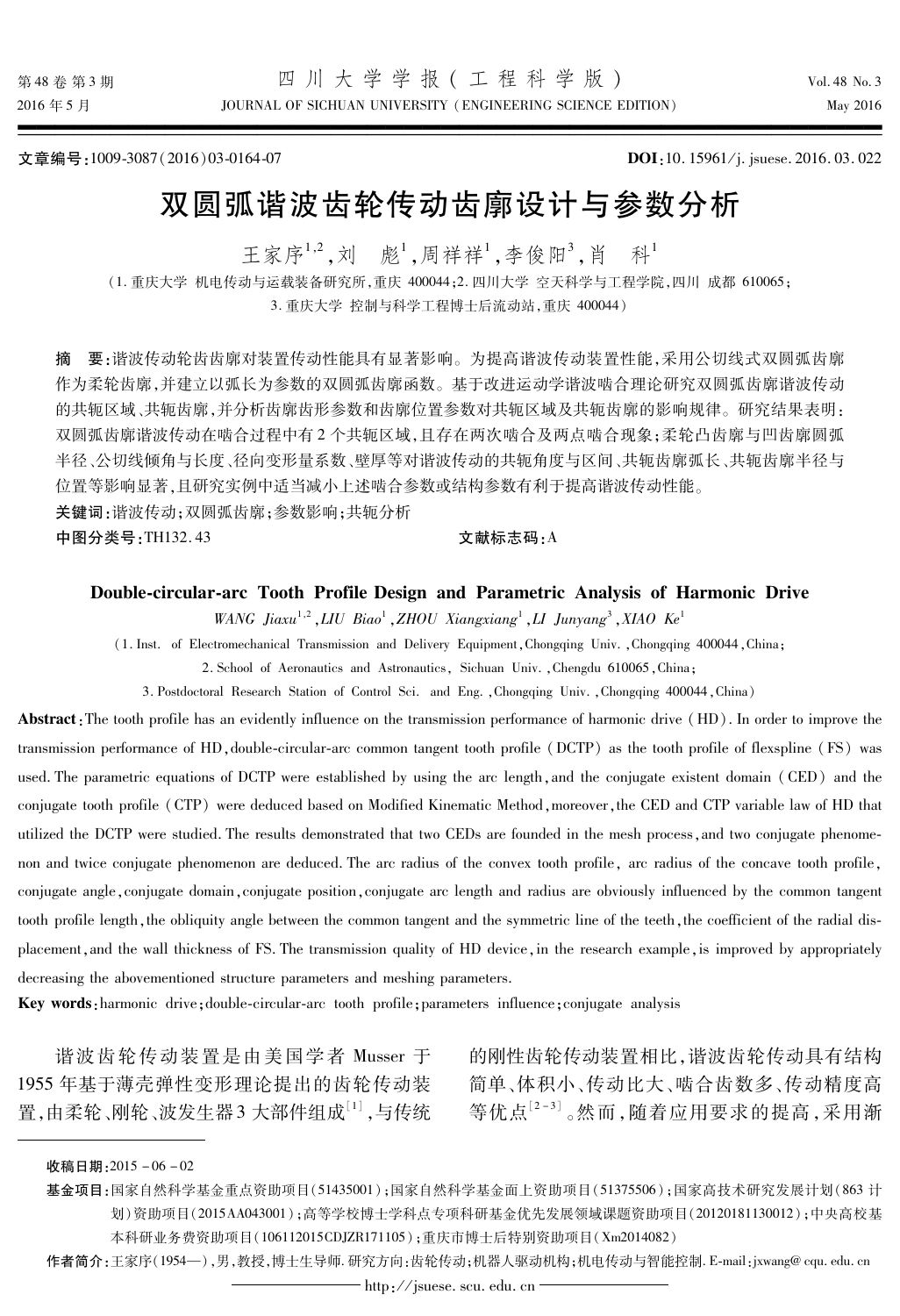文章编号:1009-3087(2016)03-0164-07　　　　**DOI**:10.15961/j.jsuese.2016.03.022

# 双圆弧谐波齿轮传动齿廓设计与参数分析

王家序[1,2],刘　彪[1],周祥祥[1],李俊阳[3],肖　科[1]

(1.重庆大学 机电传动与运载装备研究所,重庆 400044;2.四川大学 空天科学与工程学院,四川 成都 610065;3.重庆大学 控制与科学工程博士后流动站,重庆 400044)

**摘　要**:谐波传动轮齿齿廓对装置传动性能具有显著影响。为提高谐波传动装置性能,采用公切线式双圆弧齿廓作为柔轮齿廓,并建立以弧长为参数的双圆弧齿廓函数。基于改进运动学谐波啮合理论研究双圆弧齿廓谐波传动的共轭区域、共轭齿廓,并分析齿廓齿形参数和齿廓位置参数对共轭区域及共轭齿廓的影响规律。研究结果表明:双圆弧齿廓谐波传动在啮合过程中有2个共轭区域,且存在两次啮合及两点啮合现象;柔轮凸齿廓与凹齿廓圆弧半径、公切线倾角与长度、径向变形量系数、壁厚等对谐波传动的共轭角度与区间、共轭齿廓弧长、共轭齿廓半径与位置等影响显著,且研究实例中适当减小上述啮合参数或结构参数有利于提高谐波传动性能。

**关键词**:谐波传动;双圆弧齿廓;参数影响;共轭分析

**中图分类号**:TH132.43　　　　**文献标志码**:A

## Double-circular-arc Tooth Profile Design and Parametric Analysis of Harmonic Drive

*WANG Jiaxu*[1,2],*LIU Biao*[1],*ZHOU Xiangxiang*[1],*LI Junyang*[3],*XIAO Ke*[1]

(1.Inst. of Electromechanical Transmission and Delivery Equipment,Chongqing Univ.,Chongqing 400044,China;
2.School of Aeronautics and Astronautics, Sichuan Univ.,Chengdu 610065,China;
3.Postdoctoral Research Station of Control Sci. and Eng.,Chongqing Univ.,Chongqing 400044,China)

**Abstract**:The tooth profile has an evidently influence on the transmission performance of harmonic drive (HD). In order to improve the transmission performance of HD,double-circular-arc common tangent tooth profile (DCTP) as the tooth profile of flexspline (FS) was used. The parametric equations of DCTP were established by using the arc length,and the conjugate existent domain (CED) and the conjugate tooth profile (CTP) were deduced based on Modified Kinematic Method,moreover,the CED and CTP variable law of HD that utilized the DCTP were studied. The results demonstrated that two CEDs are founded in the mesh process,and two conjugate phenomenon and twice conjugate phenomenon are deduced. The arc radius of the convex tooth profile, arc radius of the concave tooth profile, conjugate angle,conjugate domain,conjugate position,conjugate arc length and radius are obviously influenced by the common tangent tooth profile length,the obliquity angle between the common tangent and the symmetric line of the teeth,the coefficient of the radial displacement,and the wall thickness of FS. The transmission quality of HD device,in the research example,is improved by appropriately decreasing the abovementioned structure parameters and meshing parameters.

**Key words**:harmonic drive;double-circular-arc tooth profile;parameters influence;conjugate analysis

谐波齿轮传动装置是由美国学者 Musser 于1955年基于薄壳弹性变形理论提出的齿轮传动装置,由柔轮、刚轮、波发生器3大部件组成[1],与传统的刚性齿轮传动装置相比,谐波齿轮传动具有结构简单、体积小、传动比大、啮合齿数多、传动精度高等优点[2-3]。然而,随着应用要求的提高,采用渐

---

收稿日期:2015－06－02

基金项目:国家自然科学基金重点资助项目(51435001);国家自然科学基金面上资助项目(51375506);国家高技术研究发展计划(863 计划)资助项目(2015AA043001);高等学校博士学科点专项科研基金优先发展领域课题资助项目(20120181130012);中央高校基本科研业务费资助项目(106112015CDJZR171105);重庆市博士后特别资助项目(Xm2014082)

作者简介:王家序(1954—),男,教授,博士生导师.研究方向:齿轮传动;机器人驱动机构;机电传动与智能控制. E-mail:jxwang@cqu.edu.cn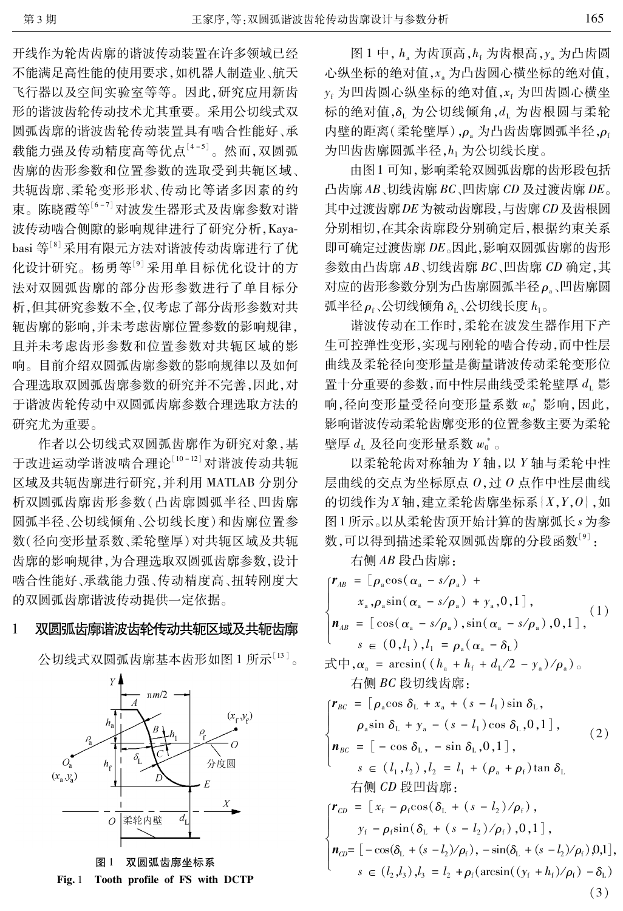开线作为轮齿廓的谐波传动装置在许多领域已经不能满足高性能的使用要求，如机器人制造业、航天飞行器以及空间实验室等等。因此，研究应用新齿形的谐波齿轮传动技术尤其重要。采用公切线式双圆弧齿廓的谐波齿轮传动装置具有啮合性能好、承载能力强及传动精度高等优点[4-5]。然而，双圆弧齿廓的齿形参数和位置参数的选取受到共轭区域、共轭齿廓、柔轮变形形状、传动比等诸多因素的约束。陈晓霞等[6-7]对波发生器形式及齿廓参数对谐波传动啮合侧隙的影响规律进行了研究分析，Kayabasi 等[8]采用有限元方法对谐波传动齿廓进行了优化设计研究。杨勇等[9]采用单目标优化设计的方法对双圆弧齿廓的部分齿形参数进行了单目标分析，但其研究参数不全，仅考虑了部分齿形参数对共轭齿廓的影响，并未考虑齿廓位置参数的影响规律，且并未考虑齿形参数和位置参数对共轭区域的影响。目前介绍双圆弧齿廓参数的影响规律以及如何合理选取双圆弧齿廓参数的研究并不完善，因此，对于谐波齿轮传动中双圆弧齿廓参数合理选取方法的研究尤为重要。

作者以公切线式双圆弧齿廓作为研究对象，基于改进运动学谐波啮合理论[10-12]对谐波传动共轭区域及共轭齿廓进行研究，并利用 MATLAB 分别分析双圆弧齿廓齿形参数（凸齿廓圆弧半径、凹齿廓圆弧半径、公切线倾角、公切线长度）和齿廓位置参数（径向变形量系数、柔轮壁厚）对共轭区域及共轭齿廓的影响规律，为合理选取双圆弧齿廓参数，设计啮合性能好、承载能力强、传动精度高、扭转刚度大的双圆弧齿廓谐波传动提供一定依据。

## 1　双圆弧齿廓谐波齿轮传动共轭区域及共轭齿廓

公切线式双圆弧齿廓基本齿形如图 1 所示[13]。

图 1　双圆弧齿廓坐标系

**Fig. 1　Tooth profile of FS with DCTP**

图 1 中，$h_a$ 为齿顶高，$h_f$ 为齿根高，$y_a$ 为凸齿圆心纵坐标的绝对值，$x_a$ 为凸齿圆心横坐标的绝对值，$y_f$ 为凹齿圆心纵坐标的绝对值，$x_f$ 为凹齿圆心横坐标的绝对值，$\delta_L$ 为公切线倾角，$d_L$ 为齿根圆与柔轮内壁的距离（柔轮壁厚），$\rho_a$ 为凸齿廓圆弧半径，$\rho_f$ 为凹齿廓圆弧半径，$h_l$ 为公切线长度。

由图 1 可知，影响柔轮双圆弧齿廓的齿形段包括凸齿廓 $AB$、切线齿廓 $BC$、凹齿廓 $CD$ 及过渡齿廓 $DE$。其中过渡齿廓 $DE$ 为被动齿廓段，与齿廓 $CD$ 及齿根圆分别相切，在其余齿廓段分别确定后，根据约束关系即可确定过渡齿廓 $DE$。因此，影响双圆弧齿廓的齿形参数由凸齿廓 $AB$、切线齿廓 $BC$、凹齿廓 $CD$ 确定，其对应的齿形参数分别为凸齿廓圆弧半径 $\rho_a$、凹齿廓圆弧半径 $\rho_f$、公切线倾角 $\delta_L$、公切线长度 $h_l$。

谐波传动在工作时，柔轮在波发生器作用下产生可控弹性变形，实现与刚轮的啮合传动，而中性层曲线及柔轮径向变形量是衡量谐波传动柔轮变形位置十分重要的参数，而中性层曲线受柔轮壁厚 $d_L$ 影响，径向变形量受径向变形量系数 $w_0^*$ 影响，因此，影响谐波传动柔轮齿廓变形的位置参数主要为柔轮壁厚 $d_L$ 及径向变形量系数 $w_0^*$。

以柔轮轮齿对称轴为 $Y$ 轴，以 $Y$ 轴与柔轮中性层曲线的交点为坐标原点 $O$，过 $O$ 点作中性层曲线的切线作为 $X$ 轴，建立柔轮齿廓坐标系 $\{X,Y,O\}$，如图 1 所示。以从柔轮齿顶开始计算的齿廓弧长 $s$ 为参数，可以得到描述柔轮双圆弧齿廓的分段函数[9]：

右侧 $AB$ 段凸齿廓：

$$
\begin{cases}
\boldsymbol{r}_{AB} = [\rho_a\cos(\alpha_a - s/\rho_a) + x_a, \rho_a\sin(\alpha_a - s/\rho_a) + y_a, 0, 1], \\
\boldsymbol{n}_{AB} = [\cos(\alpha_a - s/\rho_a), \sin(\alpha_a - s/\rho_a), 0, 1], \\
s \in (0, l_1), l_1 = \rho_a(\alpha_a - \delta_L)
\end{cases}
\tag{1}
$$

式中，$\alpha_a = \arcsin((h_a + h_f + d_L/2 - y_a)/\rho_a)$。

右侧 $BC$ 段切线齿廓：

$$
\begin{cases}
\boldsymbol{r}_{BC} = [\rho_a\cos\delta_L + x_a + (s - l_1)\sin\delta_L, \\
\quad \rho_a\sin\delta_L + y_a - (s - l_1)\cos\delta_L, 0, 1], \\
\boldsymbol{n}_{BC} = [-\cos\delta_L, -\sin\delta_L, 0, 1], \\
s \in (l_1, l_2), l_2 = l_1 + (\rho_a + \rho_f)\tan\delta_L
\end{cases}
\tag{2}
$$

右侧 $CD$ 段凹齿廓：

$$
\begin{cases}
\boldsymbol{r}_{CD} = [x_f - \rho_f\cos(\delta_L + (s - l_2)/\rho_f), \\
\quad y_f - \rho_f\sin(\delta_L + (s - l_2)/\rho_f), 0, 1], \\
\boldsymbol{n}_{CD} = [-\cos(\delta_L + (s - l_2)/\rho_f), -\sin(\delta_L + (s - l_2)/\rho_f), 0, 1], \\
s \in (l_2, l_3), l_3 = l_2 + \rho_f(\arcsin((y_f + h_f)/\rho_f) - \delta_L)
\end{cases}
\tag{3}
$$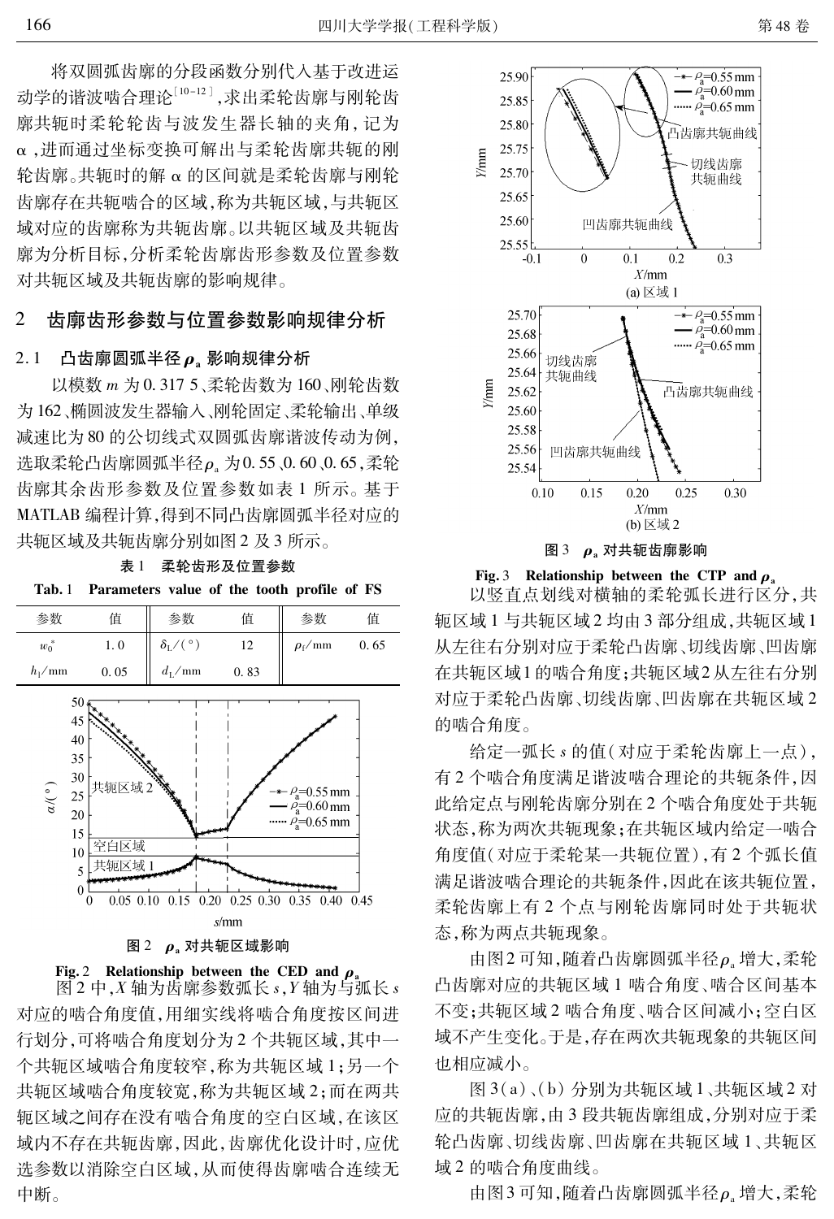将双圆弧齿廓的分段函数分别代入基于改进运动学的谐波啮合理论[10-12]，求出柔轮齿廓与刚轮齿廓共轭时柔轮轮齿与波发生器长轴的夹角，记为 $\alpha$，进而通过坐标变换可解出与柔轮齿廓共轭的刚轮齿廓。共轭时的解 $\alpha$ 的区间就是柔轮齿廓与刚轮齿廓存在共轭啮合的区域，称为共轭区域，与共轭区域对应的齿廓称为共轭齿廓。以共轭区域及共轭齿廓为分析目标，分析柔轮齿廓齿形参数及位置参数对共轭区域及共轭齿廓的影响规律。

## 2 齿廓齿形参数与位置参数影响规律分析

### 2.1 凸齿廓圆弧半径 $\rho_a$ 影响规律分析

以模数 $m$ 为 0.317 5、柔轮齿数为 160、刚轮齿数为 162、椭圆波发生器输入、刚轮固定、柔轮输出、单级减速比为 80 的公切线式双圆弧齿廓谐波传动为例，选取柔轮凸齿廓圆弧半径 $\rho_a$ 为 0.55、0.60、0.65，柔轮齿廓其余齿形参数及位置参数如表 1 所示。基于 MATLAB 编程计算，得到不同凸齿廓圆弧半径对应的共轭区域及共轭齿廓分别如图 2 及 3 所示。

表 1 柔轮齿形及位置参数

Tab. 1 Parameters value of the tooth profile of FS

| 参数 | 值 | 参数 | 值 | 参数 | 值 |
|---|---|---|---|---|---|
| $w_0^*$ | 1.0 | $\delta_L/(°)$ | 12 | $\rho_f$/mm | 0.65 |
| $h_1$/mm | 0.05 | $d_L$/mm | 0.83 | | |

图 2 $\rho_a$ 对共轭区域影响

Fig. 2 Relationship between the CED and $\rho_a$

图 2 中，$X$ 轴为齿廓参数弧长 $s$，$Y$ 轴为与弧长 $s$ 对应的啮合角度值，用细实线将啮合角度按区间进行划分，可将啮合角度划分为 2 个共轭区域，其中一个共轭区域啮合角度较窄，称为共轭区域 1；另一个共轭区域啮合角度较宽，称为共轭区域 2；而在两共轭区域之间存在没有啮合角度的空白区域，在该区域内不存在共轭齿廓，因此，齿廓优化设计时，应优选参数以消除空白区域，从而使得齿廓啮合连续无中断。

图 3 $\rho_a$ 对共轭齿廓影响

Fig. 3 Relationship between the CTP and $\rho_a$

以竖直点划线对横轴的柔轮弧长进行区分，共轭区域 1 与共轭区域 2 均由 3 部分组成，共轭区域 1 从左往右分别对应于柔轮凸齿廓、切线齿廓、凹齿廓在共轭区域 1 的啮合角度；共轭区域 2 从左往右分别对应于柔轮凸齿廓、切线齿廓、凹齿廓在共轭区域 2 的啮合角度。

给定一弧长 $s$ 的值（对应于柔轮齿廓上一点），有 2 个啮合角度满足谐波啮合理论的共轭条件，因此给定点与刚轮齿廓分别在 2 个啮合角度处于共轭状态，称为两次共轭现象；在共轭区域内给定一啮合角度值（对应于柔轮某一共轭位置），有 2 个弧长值满足谐波啮合理论的共轭条件，因此在该共轭位置，柔轮齿廓上有 2 个点与刚轮齿廓同时处于共轭状态，称为两点共轭现象。

由图 2 可知，随着凸齿廓圆弧半径 $\rho_a$ 增大，柔轮凸齿廓对应的共轭区域 1 啮合角度、啮合区间基本不变；共轭区域 2 啮合角度、啮合区间减小；空白区域不产生变化。于是，存在两次共轭现象的共轭区间也相应减小。

图 3(a)、(b) 分别为共轭区域 1、共轭区域 2 对应的共轭齿廓，由 3 段共轭齿廓组成，分别对应于柔轮凸齿廓、切线齿廓、凹齿廓在共轭区域 1、共轭区域 2 的啮合角度曲线。

由图 3 可知，随着凸齿廓圆弧半径 $\rho_a$ 增大，柔轮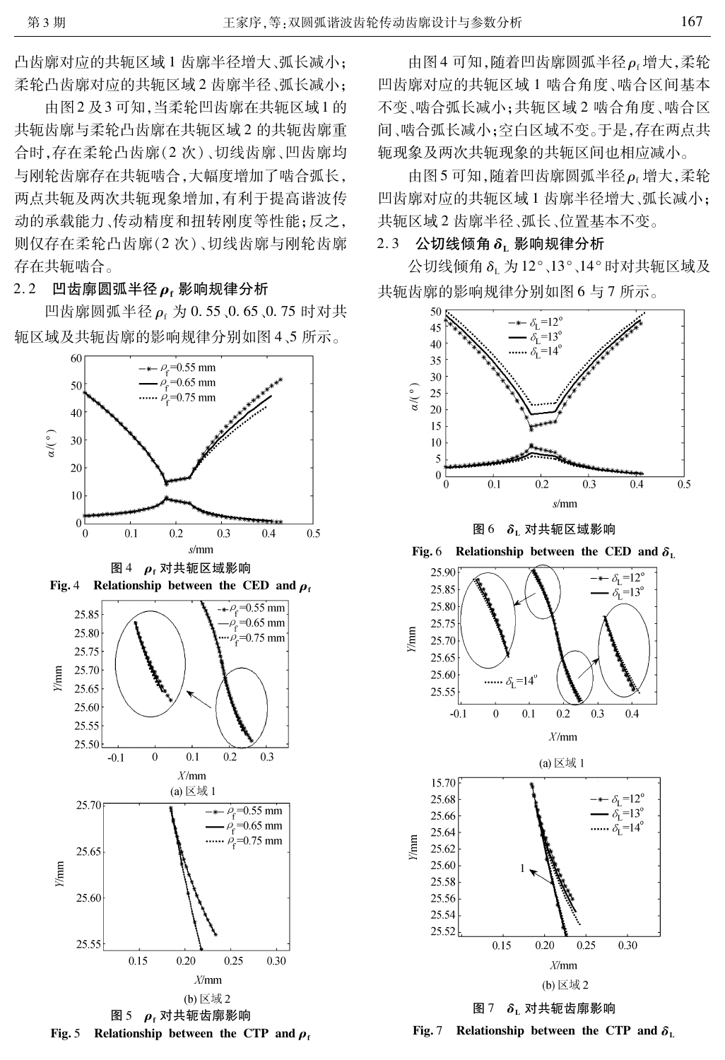凸齿廓对应的共轭区域1齿廓半径增大、弧长减小；柔轮凸齿廓对应的共轭区域2齿廓半径、弧长减小；

由图2及3可知，当柔轮凹齿廓在共轭区域1的共轭齿廓与柔轮凸齿廓在共轭区域2的共轭齿廓重合时，存在柔轮凸齿廓（2次）、切线齿廓、凹齿廓均与刚轮齿廓存在共轭啮合，大幅度增加了啮合弧长，两点共轭及两次共轭现象增加，有利于提高谐波传动的承载能力、传动精度和扭转刚度等性能；反之，则仅存在柔轮凸齿廓（2次）、切线齿廓与刚轮齿廓存在共轭啮合。

## 2.2 凹齿廓圆弧半径 $\rho_f$ 影响规律分析

凹齿廓圆弧半径 $\rho_f$ 为 0.55、0.65、0.75 时对共轭区域及共轭齿廓的影响规律分别如图4、5所示。

图4 $\rho_f$ 对共轭区域影响

Fig. 4 Relationship between the CED and $\rho_f$

(a) 区域1

(b) 区域2

图5 $\rho_f$ 对共轭齿廓影响

Fig. 5 Relationship between the CTP and $\rho_f$

由图4可知，随着凹齿廓圆弧半径 $\rho_f$ 增大，柔轮凹齿廓对应的共轭区域1啮合角度、啮合区间基本不变、啮合弧长减小；共轭区域2啮合角度、啮合区间、啮合弧长减小；空白区域不变。于是，存在两点共轭现象及两次共轭现象的共轭区间也相应减小。

由图5可知，随着凹齿廓圆弧半径 $\rho_f$ 增大，柔轮凹齿廓对应的共轭区域1齿廓半径增大、弧长减小；共轭区域2齿廓半径、弧长、位置基本不变。

## 2.3 公切线倾角 $\delta_L$ 影响规律分析

公切线倾角 $\delta_L$ 为 12°、13°、14° 时对共轭区域及共轭齿廓的影响规律分别如图6与7所示。

图6 $\delta_L$ 对共轭区域影响

Fig. 6 Relationship between the CED and $\delta_L$

(a) 区域1

(b) 区域2

图7 $\delta_L$ 对共轭齿廓影响

Fig. 7 Relationship between the CTP and $\delta_L$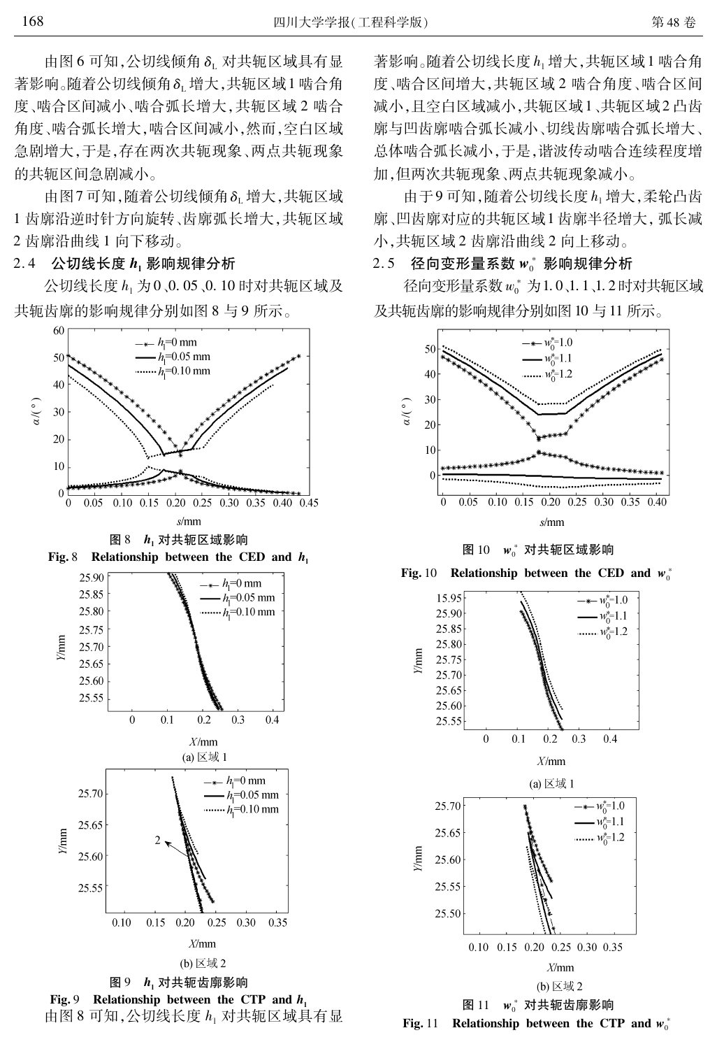由图6可知,公切线倾角$\delta_L$对共轭区域具有显著影响。随着公切线倾角$\delta_L$增大,共轭区域1啮合角度、啮合区间减小、啮合弧长增大,共轭区域2啮合角度、啮合弧长增大,啮合区间减小,然而,空白区域急剧增大,于是,存在两次共轭现象、两点共轭现象的共轭区间急剧减小。

由图7可知,随着公切线倾角$\delta_L$增大,共轭区域1齿廓沿逆时针方向旋转、齿廓弧长增大,共轭区域2齿廓沿曲线1向下移动。

## 2.4 公切线长度 $h_1$ 影响规律分析

公切线长度$h_1$为0、0.05、0.10时对共轭区域及共轭齿廓的影响规律分别如图8与9所示。

图8 $h_1$对共轭区域影响

Fig. 8 Relationship between the CED and $h_1$

(a) 区域1

(b) 区域2

图9 $h_1$对共轭齿廓影响

Fig. 9 Relationship between the CTP and $h_1$

由图8可知,公切线长度$h_1$对共轭区域具有显著影响。随着公切线长度$h_1$增大,共轭区域1啮合角度、啮合区间增大,共轭区域2啮合角度、啮合区间减小,且空白区域减小,共轭区域1、共轭区域2凸齿廓与凹齿廓啮合弧长减小、切线齿廓啮合弧长增大、总体啮合弧长减小,于是,谐波传动啮合连续程度增加,但两次共轭现象、两点共轭现象减小。

由于9可知,随着公切线长度$h_1$增大,柔轮凸齿廓、凹齿廓对应的共轭区域1齿廓半径增大,弧长减小,共轭区域2齿廓沿曲线2向上移动。

## 2.5 径向变形量系数 $w_0^*$ 影响规律分析

径向变形量系数$w_0^*$为1.0、1.1、1.2时对共轭区域及共轭齿廓的影响规律分别如图10与11所示。

图10 $w_0^*$对共轭区域影响

Fig. 10 Relationship between the CED and $w_0^*$

(a) 区域1

(b) 区域2

图11 $w_0^*$对共轭齿廓影响

Fig. 11 Relationship between the CTP and $w_0^*$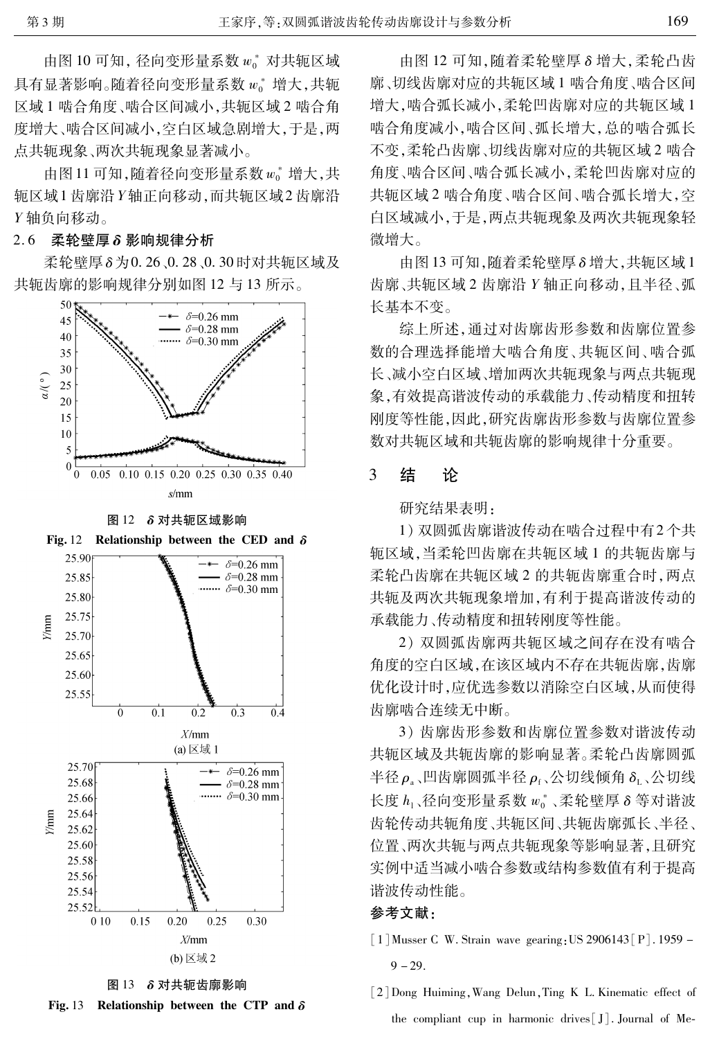由图 10 可知，径向变形量系数 $w_0^*$ 对共轭区域具有显著影响。随着径向变形量系数 $w_0^*$ 增大，共轭区域 1 啮合角度、啮合区间减小，共轭区域 2 啮合角度增大、啮合区间减小，空白区域急剧增大，于是，两点共轭现象、两次共轭现象显著减小。

由图11 可知，随着径向变形量系数 $w_0^*$ 增大，共轭区域1 齿廓沿 $Y$ 轴正向移动，而共轭区域2 齿廓沿 $Y$ 轴负向移动。

## 2.6 柔轮壁厚 $\delta$ 影响规律分析

柔轮壁厚 $\delta$ 为0.26、0.28、0.30 时对共轭区域及共轭齿廓的影响规律分别如图 12 与 13 所示。

图 12 $\delta$ 对共轭区域影响

Fig. 12 Relationship between the CED and $\delta$

图 13 $\delta$ 对共轭齿廓影响

(a) 区域 1

(b) 区域 2

Fig. 13 Relationship between the CTP and $\delta$

由图 12 可知，随着柔轮壁厚 $\delta$ 增大，柔轮凸齿廓、切线齿廓对应的共轭区域 1 啮合角度、啮合区间增大，啮合弧长减小，柔轮凹齿廓对应的共轭区域 1 啮合角度减小，啮合区间、弧长增大，总的啮合弧长不变，柔轮凸齿廓、切线齿廓对应的共轭区域 2 啮合角度、啮合区间、啮合弧长减小，柔轮凹齿廓对应的共轭区域 2 啮合角度、啮合区间、啮合弧长增大，空白区域减小，于是，两点共轭现象及两次共轭现象轻微增大。

由图 13 可知，随着柔轮壁厚 $\delta$ 增大，共轭区域 1 齿廓、共轭区域 2 齿廓沿 $Y$ 轴正向移动，且半径、弧长基本不变。

综上所述，通过对齿廓齿形参数和齿廓位置参数的合理选择能增大啮合角度、共轭区间、啮合弧长、减小空白区域、增加两次共轭现象与两点共轭现象，有效提高谐波传动的承载能力、传动精度和扭转刚度等性能，因此，研究齿廓齿形参数与齿廓位置参数对共轭区域和共轭齿廓的影响规律十分重要。

# 3 结 论

研究结果表明：

1）双圆弧齿廓谐波传动在啮合过程中有2 个共轭区域，当柔轮凹齿廓在共轭区域 1 的共轭齿廓与柔轮凸齿廓在共轭区域 2 的共轭齿廓重合时，两点共轭及两次共轭现象增加，有利于提高谐波传动的承载能力、传动精度和扭转刚度等性能。

2）双圆弧齿廓两共轭区域之间存在没有啮合角度的空白区域，在该区域内不存在共轭齿廓，齿廓优化设计时，应优选参数以消除空白区域，从而使得齿廓啮合连续无中断。

3）齿廓齿形参数和齿廓位置参数对谐波传动共轭区域及共轭齿廓的影响显著。柔轮凸齿廓圆弧半径 $\rho_a$、凹齿廓圆弧半径 $\rho_f$、公切线倾角 $\delta_L$、公切线长度 $h_1$、径向变形量系数 $w_0^*$、柔轮壁厚 $\delta$ 等对谐波齿轮传动共轭角度、共轭区间、共轭齿廓弧长、半径、位置、两次共轭与两点共轭现象等影响显著，且研究实例中适当减小啮合参数或结构参数值有利于提高谐波传动性能。

**参考文献：**

[1] Musser C W. Strain wave gearing: US 2906143[P]. 1959－9－29.

[2] Dong Huiming, Wang Delun, Ting K L. Kinematic effect of the compliant cup in harmonic drives[J]. Journal of Me-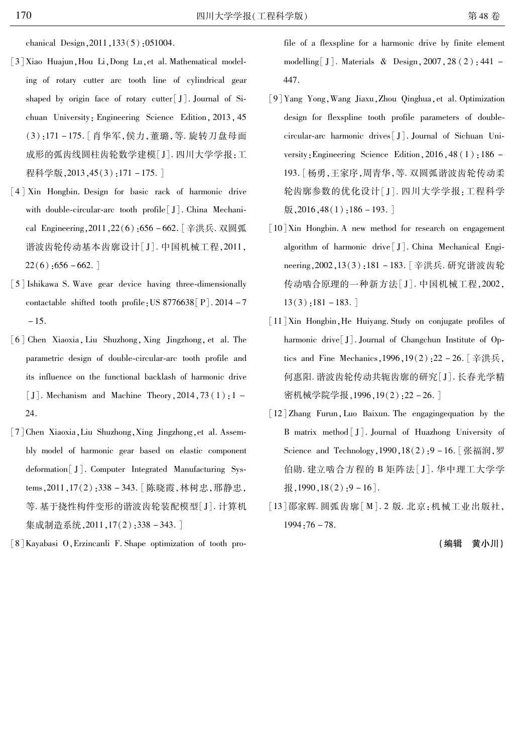chanical Design,2011,133(5):051004.

[3] Xiao Huajun,Hou Li,Dong Lu,et al. Mathematical modeling of rotary cutter arc tooth line of cylindrical gear shaped by origin face of rotary cutter[J]. Journal of Sichuan University:Engineering Science Edition,2013,45(3):171－175.[肖华军,侯力,董璐,等.旋转刀盘母面成形的弧齿线圆柱齿轮数学建模[J].四川大学学报:工程科学版,2013,45(3):171－175.]

[4] Xin Hongbin. Design for basic rack of harmonic drive with double-circular-arc tooth profile[J]. China Mechanical Engineering,2011,22(6):656－662.[辛洪兵.双圆弧谐波齿轮传动基本齿廓设计[J].中国机械工程,2011,22(6):656－662.]

[5] Ishikawa S. Wave gear device having three-dimensionally contactable shifted tooth profile:US 8776638[P].2014－7－15.

[6] Chen Xiaoxia,Liu Shuzhong,Xing Jingzhong,et al. The parametric design of double-circular-arc tooth profile and its influence on the functional backlash of harmonic drive[J]. Mechanism and Machine Theory,2014,73(1):1－24.

[7] Chen Xiaoxia,Liu Shuzhong,Xing Jingzhong,et al. Assembly model of harmonic gear based on elastic component deformation[J]. Computer Integrated Manufacturing Systems,2011,17(2):338－343.[陈晓霞,林树忠,邢静忠,等.基于挠性构件变形的谐波齿轮装配模型[J].计算机集成制造系统,2011,17(2):338－343.]

[8] Kayabasi O,Erzincanli F. Shape optimization of tooth profile of a flexspline for a harmonic drive by finite element modelling[J]. Materials & Design,2007,28(2):441－447.

[9] Yang Yong,Wang Jiaxu,Zhou Qinghua,et al. Optimization design for flexspline tooth profile parameters of double-circular-arc harmonic drives[J]. Journal of Sichuan University:Engineering Science Edition,2016,48(1):186－193.[杨勇,王家序,周青华,等.双圆弧谐波齿轮传动柔轮齿廓参数的优化设计[J].四川大学学报:工程科学版,2016,48(1):186－193.]

[10] Xin Hongbin. A new method for research on engagement algorithm of harmonic drive[J]. China Mechanical Engineering,2002,13(3):181－183.[辛洪兵.研究谐波齿轮传动啮合原理的一种新方法[J].中国机械工程,2002,13(3):181－183.]

[11] Xin Hongbin,He Huiyang. Study on conjugate profiles of harmonic drive[J]. Journal of Changchun Institute of Optics and Fine Mechanics,1996,19(2):22－26.[辛洪兵,何惠阳.谐波齿轮传动共轭齿廓的研究[J].长春光学精密机械学院学报,1996,19(2):22－26.]

[12] Zhang Furun,Luo Baixun. The engagingequation by the B matrix method[J]. Journal of Huazhong University of Science and Technology,1990,18(2):9－16.[张福润,罗伯勋.建立啮合方程的B矩阵法[J].华中理工大学学报,1990,18(2):9－16].

[13] 邵家辉.圆弧齿廓[M].2版.北京:机械工业出版社,1994:76－78.

(编辑　黄小川)